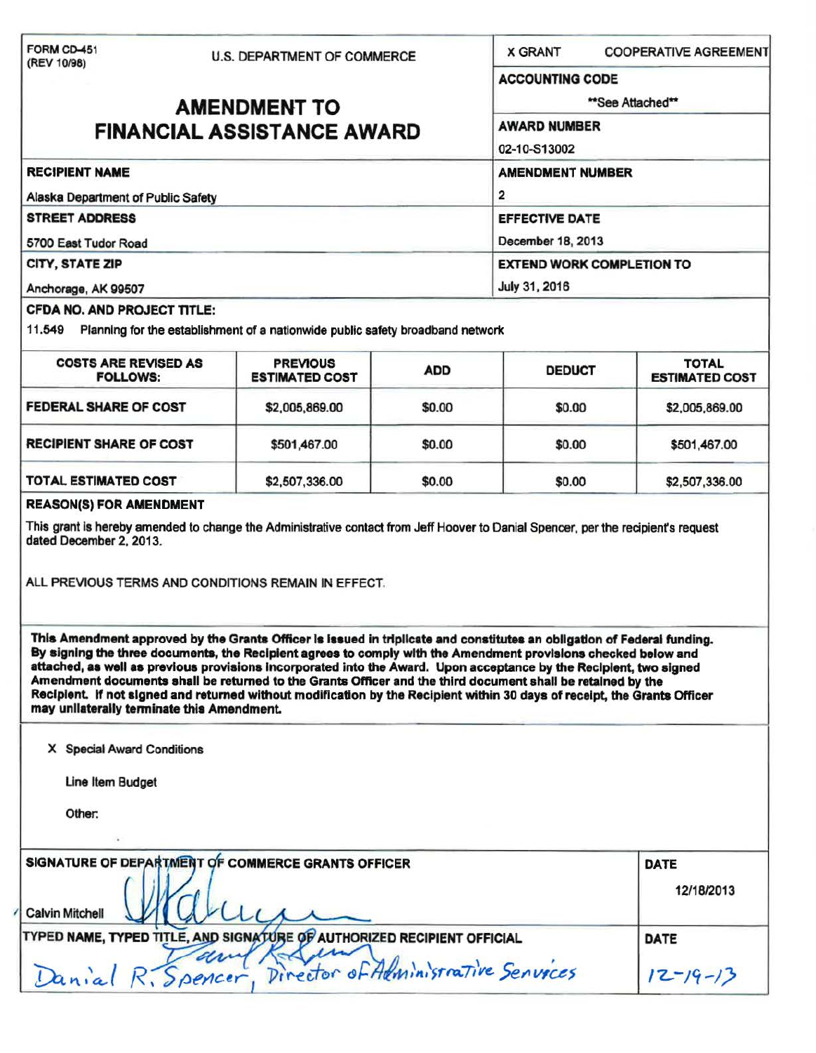FORM CD-451
(REV 10/98)

U.S. DEPARTMENT OF COMMERCE

# AMENDMENT TO FINANCIAL ASSISTANCE AWARD

X GRANT  COOPERATIVE AGREEMENT

**ACCOUNTING CODE**

**See Attached**

**AWARD NUMBER**

02-10-S13002

**RECIPIENT NAME**

Alaska Department of Public Safety

**AMENDMENT NUMBER**

2

**STREET ADDRESS**

5700 East Tudor Road

**EFFECTIVE DATE**

December 18, 2013

**CITY, STATE ZIP**

Anchorage, AK 99507

**EXTEND WORK COMPLETION TO**

July 31, 2016

**CFDA NO. AND PROJECT TITLE:**

11.549 Planning for the establishment of a nationwide public safety broadband network

| COSTS ARE REVISED AS FOLLOWS: | PREVIOUS ESTIMATED COST | ADD | DEDUCT | TOTAL ESTIMATED COST |
|---|---|---|---|---|
| FEDERAL SHARE OF COST | $2,005,869.00 | $0.00 | $0.00 | $2,005,869.00 |
| RECIPIENT SHARE OF COST | $501,467.00 | $0.00 | $0.00 | $501,467.00 |
| TOTAL ESTIMATED COST | $2,507,336.00 | $0.00 | $0.00 | $2,507,336.00 |

**REASON(S) FOR AMENDMENT**

This grant is hereby amended to change the Administrative contact from Jeff Hoover to Danial Spencer, per the recipient's request dated December 2, 2013.

ALL PREVIOUS TERMS AND CONDITIONS REMAIN IN EFFECT.

**This Amendment approved by the Grants Officer is issued in triplicate and constitutes an obligation of Federal funding. By signing the three documents, the Recipient agrees to comply with the Amendment provisions checked below and attached, as well as previous provisions incorporated into the Award. Upon acceptance by the Recipient, two signed Amendment documents shall be returned to the Grants Officer and the third document shall be retained by the Recipient. If not signed and returned without modification by the Recipient within 30 days of receipt, the Grants Officer may unilaterally terminate this Amendment.**

X Special Award Conditions

Line Item Budget

Other:

| SIGNATURE OF DEPARTMENT OF COMMERCE GRANTS OFFICER | DATE |
|---|---|
| Calvin Mitchell | 12/18/2013 |
| **TYPED NAME, TYPED TITLE, AND SIGNATURE OF AUTHORIZED RECIPIENT OFFICIAL** | **DATE** |
| Danial R. Spencer, Director of Administrative Services | 12-19-13 |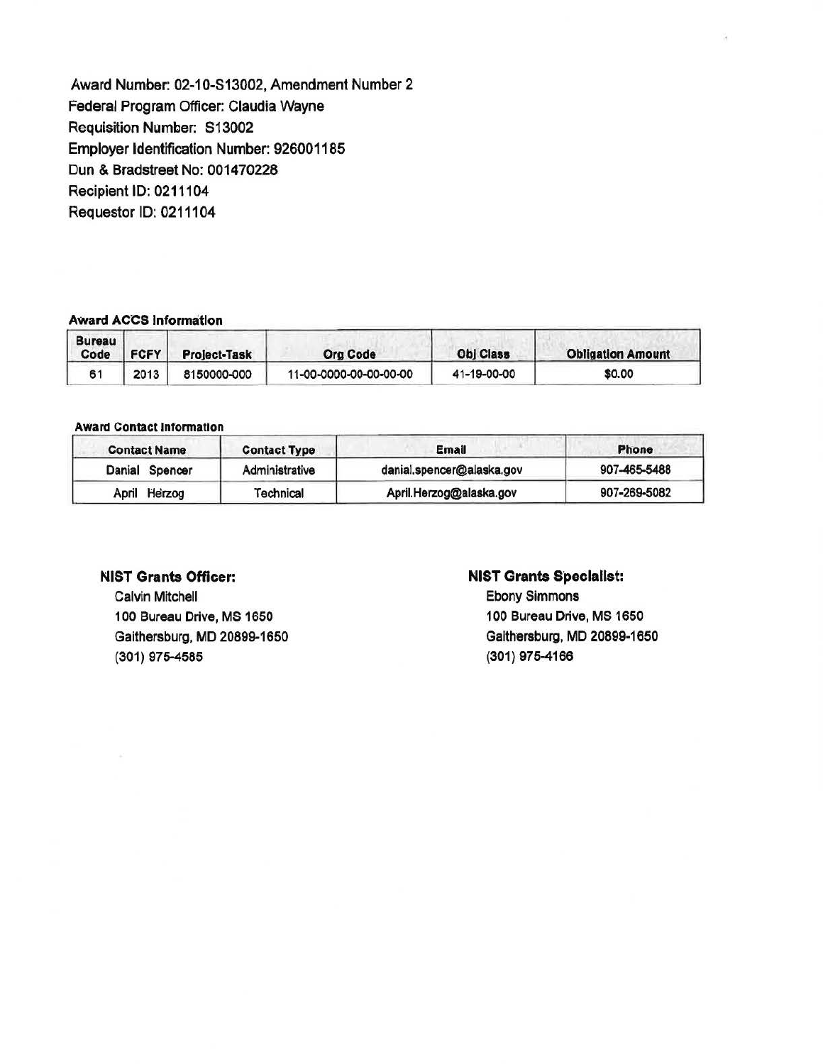Award Number: 02-10-S13002, Amendment Number 2
Federal Program Officer: Claudia Wayne
Requisition Number: S13002
Employer Identification Number: 926001185
Dun & Bradstreet No: 001470228
Recipient ID: 0211104
Requestor ID: 0211104

**Award ACCS Information**

| Bureau Code | FCFY | Project-Task | Org Code | Obj Class | Obligation Amount |
|---|---|---|---|---|---|
| 61 | 2013 | 8150000-000 | 11-00-0000-00-00-00-00 | 41-19-00-00 | $0.00 |

**Award Contact Information**

| Contact Name | Contact Type | Email | Phone |
|---|---|---|---|
| Danial Spencer | Administrative | danial.spencer@alaska.gov | 907-465-5488 |
| April Herzog | Technical | April.Herzog@alaska.gov | 907-269-5082 |

**NIST Grants Officer:**
Calvin Mitchell
100 Bureau Drive, MS 1650
Gaithersburg, MD 20899-1650
(301) 975-4585

**NIST Grants Specialist:**
Ebony Simmons
100 Bureau Drive, MS 1650
Gaithersburg, MD 20899-1650
(301) 975-4166